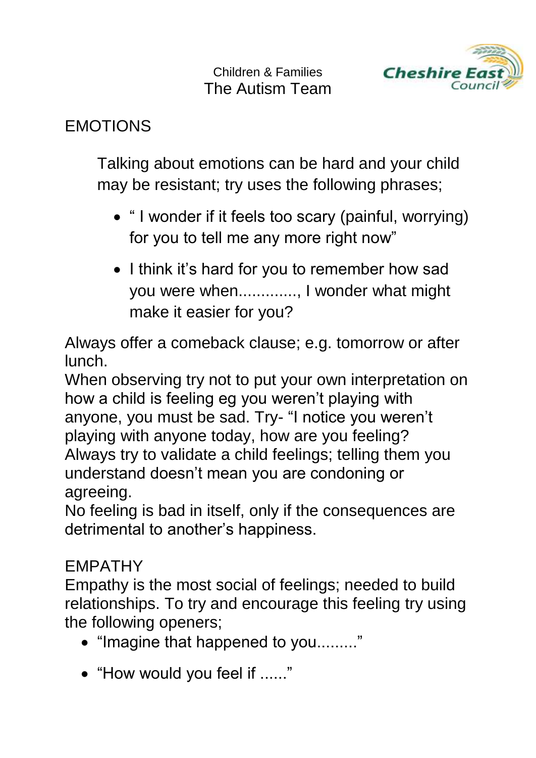Children & Families
The Autism Team

Cheshire East Council

## EMOTIONS

Talking about emotions can be hard and your child may be resistant; try uses the following phrases;

- " I wonder if it feels too scary (painful, worrying) for you to tell me any more right now"
- I think it's hard for you to remember how sad you were when............., I wonder what might make it easier for you?

Always offer a comeback clause; e.g. tomorrow or after lunch.
When observing try not to put your own interpretation on how a child is feeling eg you weren't playing with anyone, you must be sad. Try- "I notice you weren't playing with anyone today, how are you feeling?
Always try to validate a child feelings; telling them you understand doesn't mean you are condoning or agreeing.
No feeling is bad in itself, only if the consequences are detrimental to another's happiness.

## EMPATHY

Empathy is the most social of feelings; needed to build relationships. To try and encourage this feeling try using the following openers;

- "Imagine that happened to you........."
- "How would you feel if ......"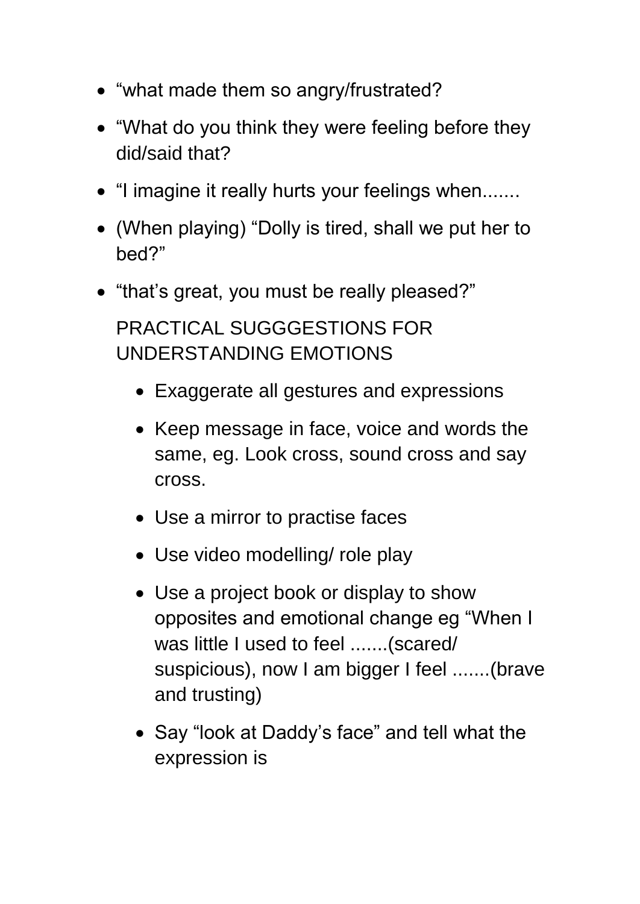- “what made them so angry/frustrated?
- “What do you think they were feeling before they did/said that?
- “I imagine it really hurts your feelings when.......
- (When playing) “Dolly is tired, shall we put her to bed?”
- “that’s great, you must be really pleased?”

PRACTICAL SUGGGESTIONS FOR UNDERSTANDING EMOTIONS

- Exaggerate all gestures and expressions
- Keep message in face, voice and words the same, eg. Look cross, sound cross and say cross.
- Use a mirror to practise faces
- Use video modelling/ role play
- Use a project book or display to show opposites and emotional change eg “When I was little I used to feel .......(scared/ suspicious), now I am bigger I feel .......(brave and trusting)
- Say “look at Daddy’s face” and tell what the expression is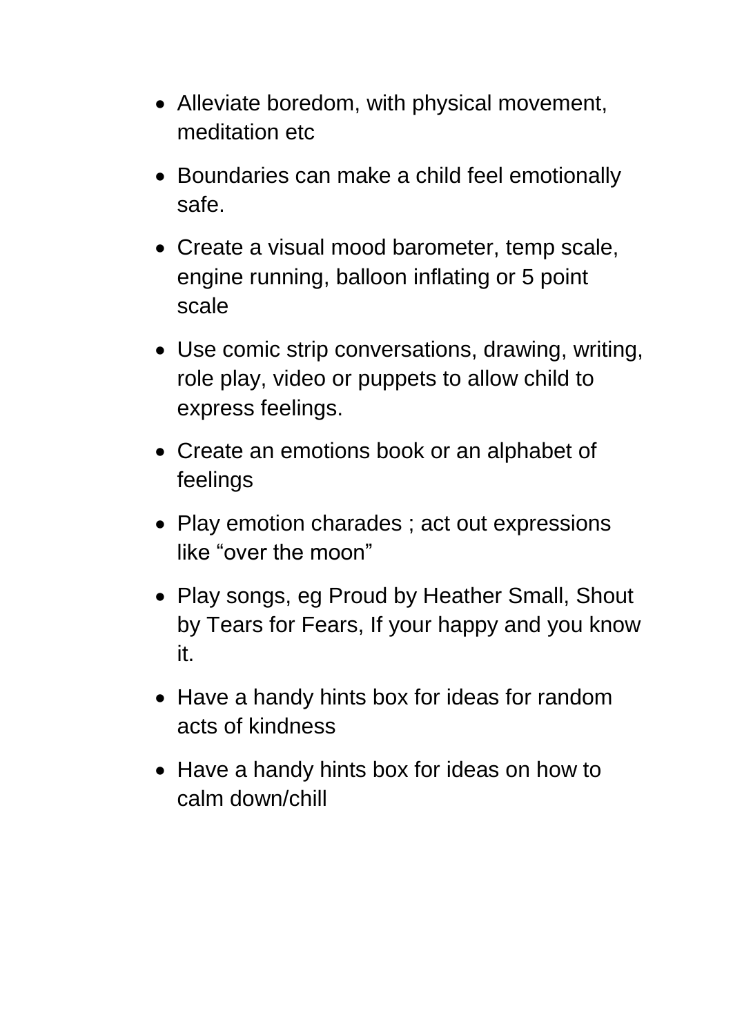- Alleviate boredom, with physical movement, meditation etc
- Boundaries can make a child feel emotionally safe.
- Create a visual mood barometer, temp scale, engine running, balloon inflating or 5 point scale
- Use comic strip conversations, drawing, writing, role play, video or puppets to allow child to express feelings.
- Create an emotions book or an alphabet of feelings
- Play emotion charades ; act out expressions like “over the moon”
- Play songs, eg Proud by Heather Small, Shout by Tears for Fears, If your happy and you know it.
- Have a handy hints box for ideas for random acts of kindness
- Have a handy hints box for ideas on how to calm down/chill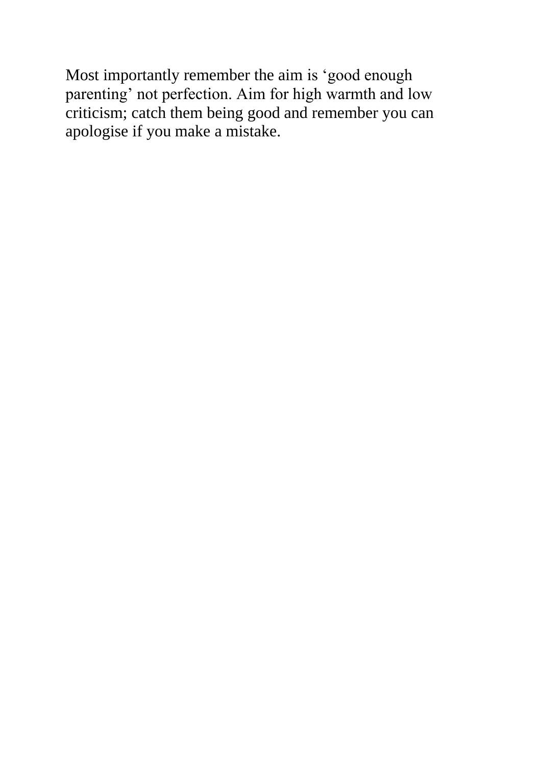Most importantly remember the aim is ‘good enough parenting’ not perfection. Aim for high warmth and low criticism; catch them being good and remember you can apologise if you make a mistake.